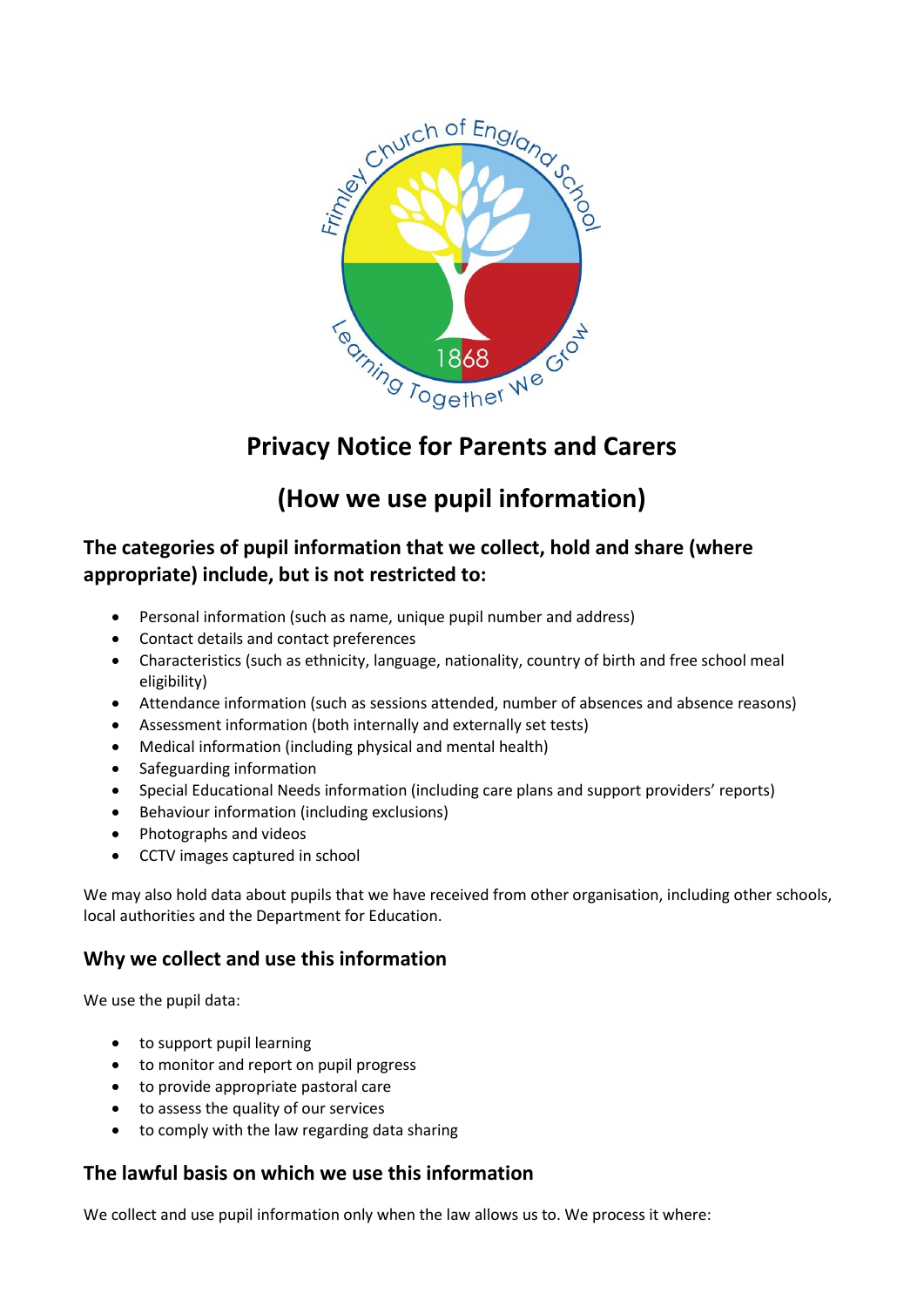# Privacy Notice for Parents and Carers

# (How we use pupil information)

## The categories of pupil information that we collect, hold and share (where appropriate) include, but is not restricted to:

- Personal information (such as name, unique pupil number and address)
- Contact details and contact preferences
- Characteristics (such as ethnicity, language, nationality, country of birth and free school meal eligibility)
- Attendance information (such as sessions attended, number of absences and absence reasons)
- Assessment information (both internally and externally set tests)
- Medical information (including physical and mental health)
- Safeguarding information
- Special Educational Needs information (including care plans and support providers' reports)
- Behaviour information (including exclusions)
- Photographs and videos
- CCTV images captured in school

We may also hold data about pupils that we have received from other organisation, including other schools, local authorities and the Department for Education.

## Why we collect and use this information

We use the pupil data:

- to support pupil learning
- to monitor and report on pupil progress
- to provide appropriate pastoral care
- to assess the quality of our services
- to comply with the law regarding data sharing

## The lawful basis on which we use this information

We collect and use pupil information only when the law allows us to. We process it where: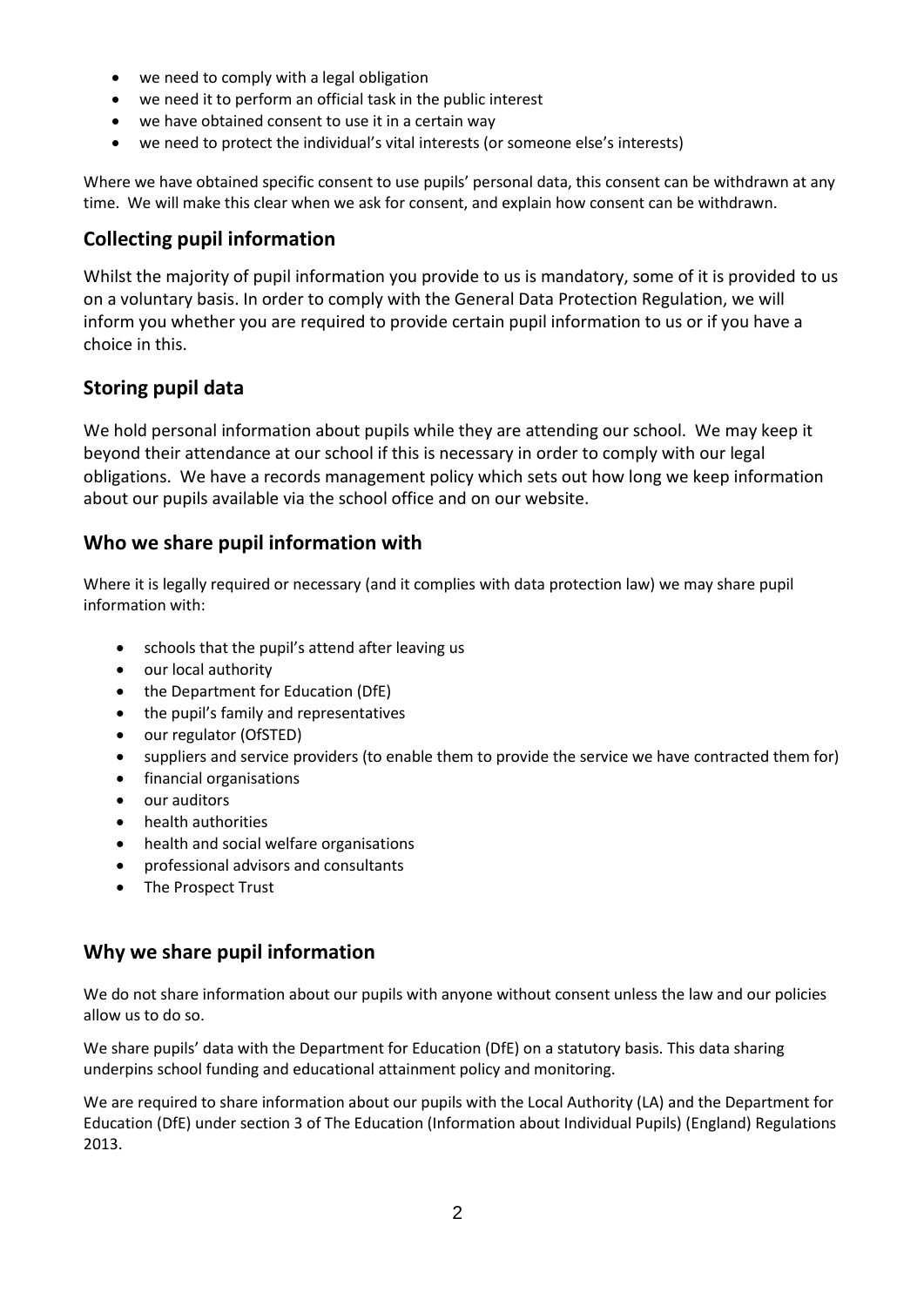- we need to comply with a legal obligation
- we need it to perform an official task in the public interest
- we have obtained consent to use it in a certain way
- we need to protect the individual's vital interests (or someone else's interests)

Where we have obtained specific consent to use pupils' personal data, this consent can be withdrawn at any time. We will make this clear when we ask for consent, and explain how consent can be withdrawn.

## Collecting pupil information

Whilst the majority of pupil information you provide to us is mandatory, some of it is provided to us on a voluntary basis. In order to comply with the General Data Protection Regulation, we will inform you whether you are required to provide certain pupil information to us or if you have a choice in this.

## Storing pupil data

We hold personal information about pupils while they are attending our school. We may keep it beyond their attendance at our school if this is necessary in order to comply with our legal obligations. We have a records management policy which sets out how long we keep information about our pupils available via the school office and on our website.

## Who we share pupil information with

Where it is legally required or necessary (and it complies with data protection law) we may share pupil information with:

- schools that the pupil's attend after leaving us
- our local authority
- the Department for Education (DfE)
- the pupil's family and representatives
- our regulator (OfSTED)
- suppliers and service providers (to enable them to provide the service we have contracted them for)
- financial organisations
- our auditors
- health authorities
- health and social welfare organisations
- professional advisors and consultants
- The Prospect Trust

## Why we share pupil information

We do not share information about our pupils with anyone without consent unless the law and our policies allow us to do so.

We share pupils' data with the Department for Education (DfE) on a statutory basis. This data sharing underpins school funding and educational attainment policy and monitoring.

We are required to share information about our pupils with the Local Authority (LA) and the Department for Education (DfE) under section 3 of The Education (Information about Individual Pupils) (England) Regulations 2013.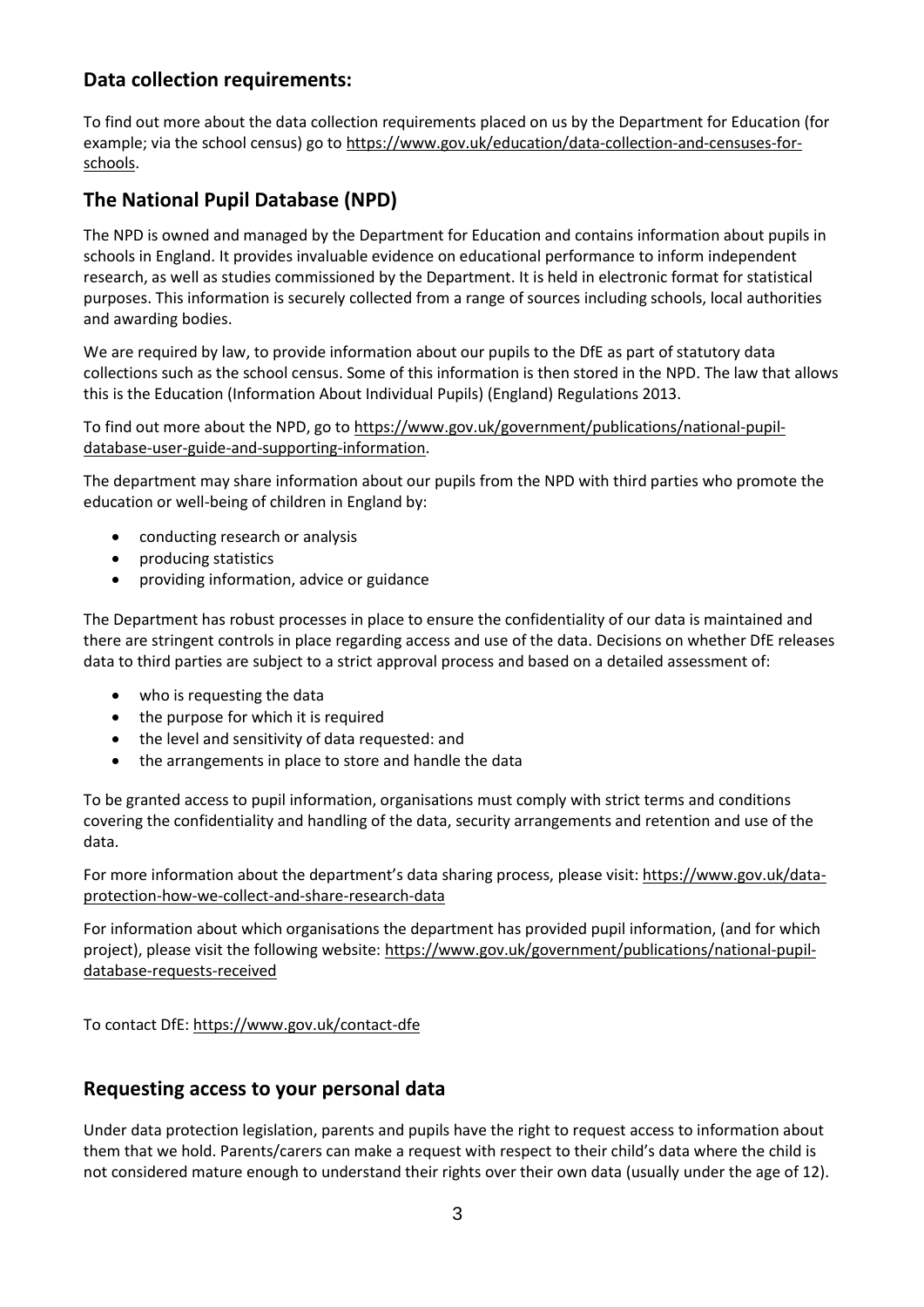## Data collection requirements:

To find out more about the data collection requirements placed on us by the Department for Education (for example; via the school census) go to https://www.gov.uk/education/data-collection-and-censuses-for-schools.

## The National Pupil Database (NPD)

The NPD is owned and managed by the Department for Education and contains information about pupils in schools in England. It provides invaluable evidence on educational performance to inform independent research, as well as studies commissioned by the Department. It is held in electronic format for statistical purposes. This information is securely collected from a range of sources including schools, local authorities and awarding bodies.

We are required by law, to provide information about our pupils to the DfE as part of statutory data collections such as the school census. Some of this information is then stored in the NPD. The law that allows this is the Education (Information About Individual Pupils) (England) Regulations 2013.

To find out more about the NPD, go to https://www.gov.uk/government/publications/national-pupil-database-user-guide-and-supporting-information.

The department may share information about our pupils from the NPD with third parties who promote the education or well-being of children in England by:

- conducting research or analysis
- producing statistics
- providing information, advice or guidance

The Department has robust processes in place to ensure the confidentiality of our data is maintained and there are stringent controls in place regarding access and use of the data. Decisions on whether DfE releases data to third parties are subject to a strict approval process and based on a detailed assessment of:

- who is requesting the data
- the purpose for which it is required
- the level and sensitivity of data requested: and
- the arrangements in place to store and handle the data

To be granted access to pupil information, organisations must comply with strict terms and conditions covering the confidentiality and handling of the data, security arrangements and retention and use of the data.

For more information about the department's data sharing process, please visit: https://www.gov.uk/data-protection-how-we-collect-and-share-research-data

For information about which organisations the department has provided pupil information, (and for which project), please visit the following website: https://www.gov.uk/government/publications/national-pupil-database-requests-received

To contact DfE: https://www.gov.uk/contact-dfe

## Requesting access to your personal data

Under data protection legislation, parents and pupils have the right to request access to information about them that we hold. Parents/carers can make a request with respect to their child's data where the child is not considered mature enough to understand their rights over their own data (usually under the age of 12).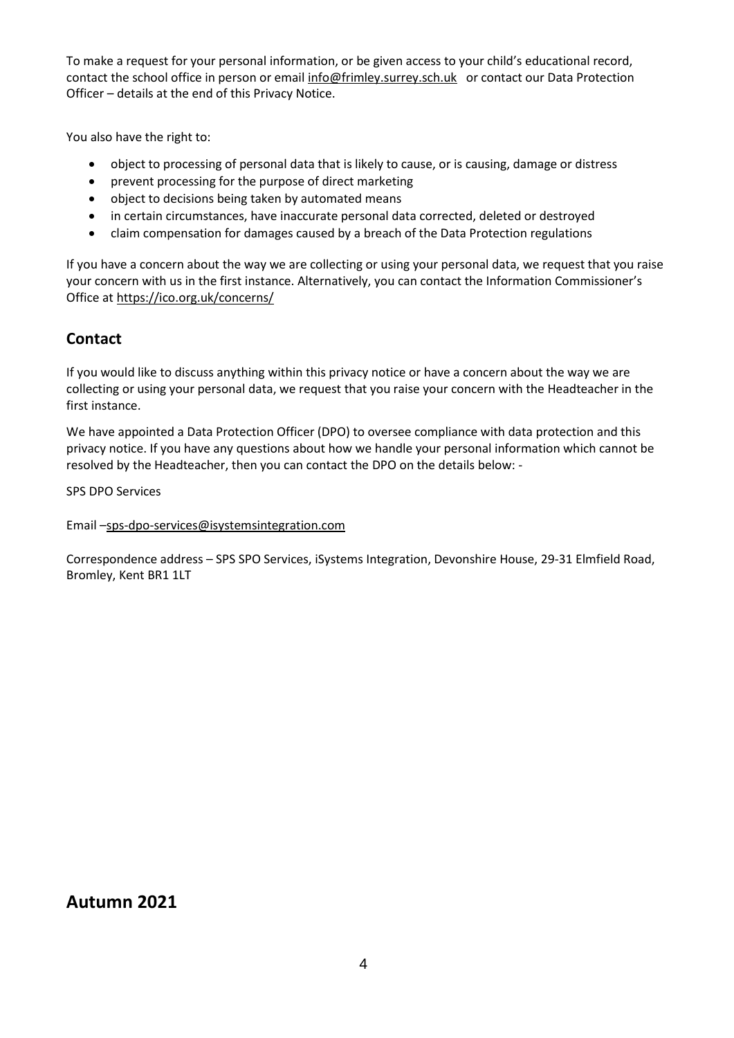To make a request for your personal information, or be given access to your child's educational record, contact the school office in person or email info@frimley.surrey.sch.uk or contact our Data Protection Officer – details at the end of this Privacy Notice.

You also have the right to:

- object to processing of personal data that is likely to cause, or is causing, damage or distress
- prevent processing for the purpose of direct marketing
- object to decisions being taken by automated means
- in certain circumstances, have inaccurate personal data corrected, deleted or destroyed
- claim compensation for damages caused by a breach of the Data Protection regulations

If you have a concern about the way we are collecting or using your personal data, we request that you raise your concern with us in the first instance. Alternatively, you can contact the Information Commissioner's Office at https://ico.org.uk/concerns/

## Contact

If you would like to discuss anything within this privacy notice or have a concern about the way we are collecting or using your personal data, we request that you raise your concern with the Headteacher in the first instance.

We have appointed a Data Protection Officer (DPO) to oversee compliance with data protection and this privacy notice. If you have any questions about how we handle your personal information which cannot be resolved by the Headteacher, then you can contact the DPO on the details below: -

SPS DPO Services

Email –sps-dpo-services@isystemsintegration.com

Correspondence address – SPS SPO Services, iSystems Integration, Devonshire House, 29-31 Elmfield Road, Bromley, Kent BR1 1LT

# Autumn 2021